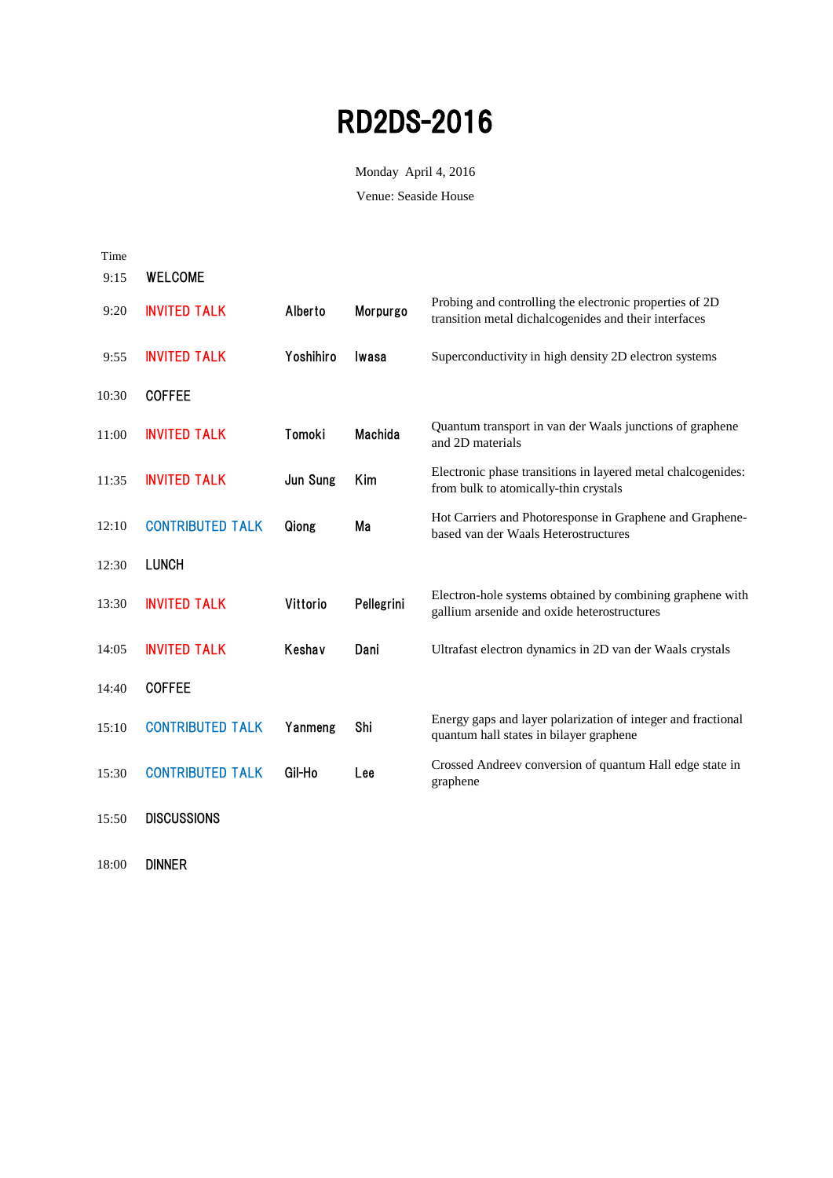# RD2DS-2016

Monday April 4, 2016

Venue: Seaside House

| Time | | | | |
|---|---|---|---|---|
| 9:15 | WELCOME | | | |
| 9:20 | INVITED TALK | Alberto | Morpurgo | Probing and controlling the electronic properties of 2D transition metal dichalcogenides and their interfaces |
| 9:55 | INVITED TALK | Yoshihiro | Iwasa | Superconductivity in high density 2D electron systems |
| 10:30 | COFFEE | | | |
| 11:00 | INVITED TALK | Tomoki | Machida | Quantum transport in van der Waals junctions of graphene and 2D materials |
| 11:35 | INVITED TALK | Jun Sung | Kim | Electronic phase transitions in layered metal chalcogenides: from bulk to atomically-thin crystals |
| 12:10 | CONTRIBUTED TALK | Qiong | Ma | Hot Carriers and Photoresponse in Graphene and Graphene-based van der Waals Heterostructures |
| 12:30 | LUNCH | | | |
| 13:30 | INVITED TALK | Vittorio | Pellegrini | Electron-hole systems obtained by combining graphene with gallium arsenide and oxide heterostructures |
| 14:05 | INVITED TALK | Keshav | Dani | Ultrafast electron dynamics in 2D van der Waals crystals |
| 14:40 | COFFEE | | | |
| 15:10 | CONTRIBUTED TALK | Yanmeng | Shi | Energy gaps and layer polarization of integer and fractional quantum hall states in bilayer graphene |
| 15:30 | CONTRIBUTED TALK | Gil-Ho | Lee | Crossed Andreev conversion of quantum Hall edge state in graphene |
| 15:50 | DISCUSSIONS | | | |
| 18:00 | DINNER | | | |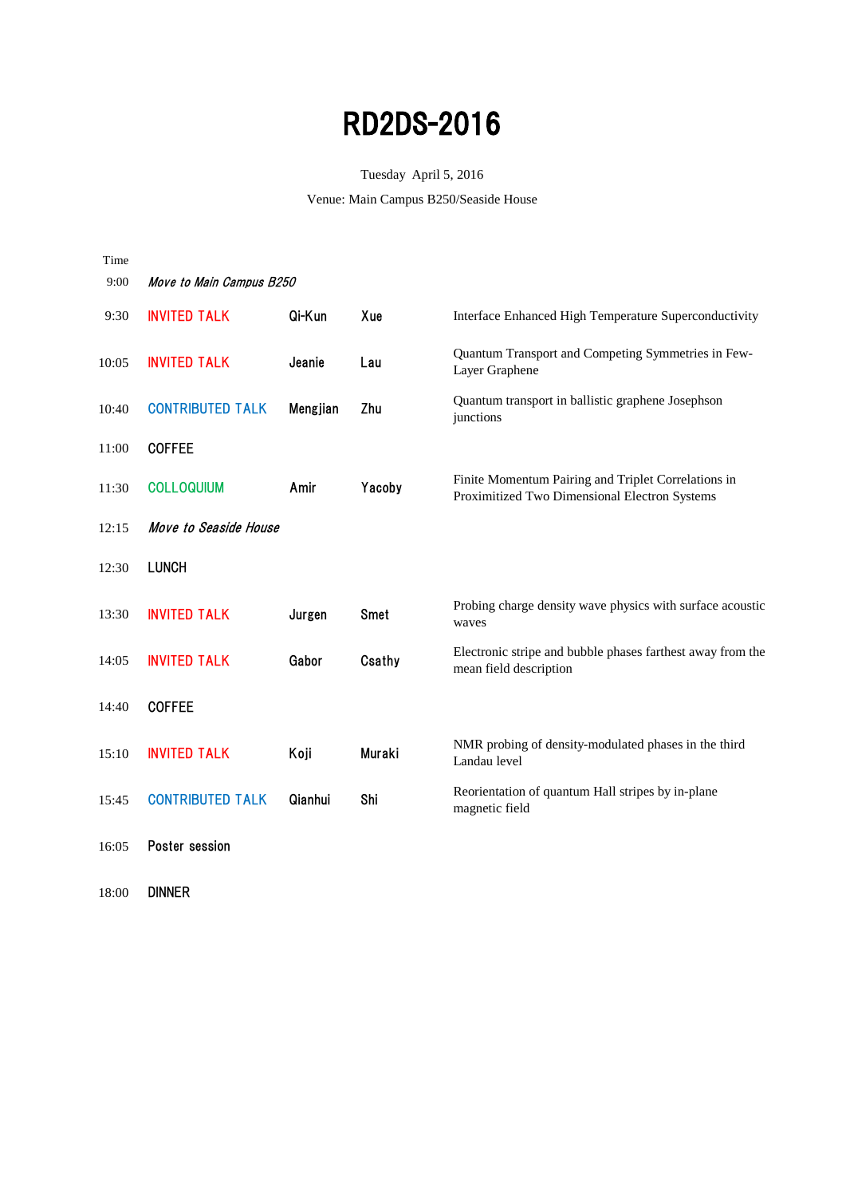# RD2DS-2016

Tuesday April 5, 2016

Venue: Main Campus B250/Seaside House

| Time | | | | |
|---|---|---|---|---|
| 9:00 | *Move to Main Campus B250* | | | |
| 9:30 | INVITED TALK | Qi-Kun | Xue | Interface Enhanced High Temperature Superconductivity |
| 10:05 | INVITED TALK | Jeanie | Lau | Quantum Transport and Competing Symmetries in Few-Layer Graphene |
| 10:40 | CONTRIBUTED TALK | Mengjian | Zhu | Quantum transport in ballistic graphene Josephson junctions |
| 11:00 | COFFEE | | | |
| 11:30 | COLLOQUIUM | Amir | Yacoby | Finite Momentum Pairing and Triplet Correlations in Proximitized Two Dimensional Electron Systems |
| 12:15 | *Move to Seaside House* | | | |
| 12:30 | LUNCH | | | |
| 13:30 | INVITED TALK | Jurgen | Smet | Probing charge density wave physics with surface acoustic waves |
| 14:05 | INVITED TALK | Gabor | Csathy | Electronic stripe and bubble phases farthest away from the mean field description |
| 14:40 | COFFEE | | | |
| 15:10 | INVITED TALK | Koji | Muraki | NMR probing of density-modulated phases in the third Landau level |
| 15:45 | CONTRIBUTED TALK | Qianhui | Shi | Reorientation of quantum Hall stripes by in-plane magnetic field |
| 16:05 | Poster session | | | |
| 18:00 | DINNER | | | |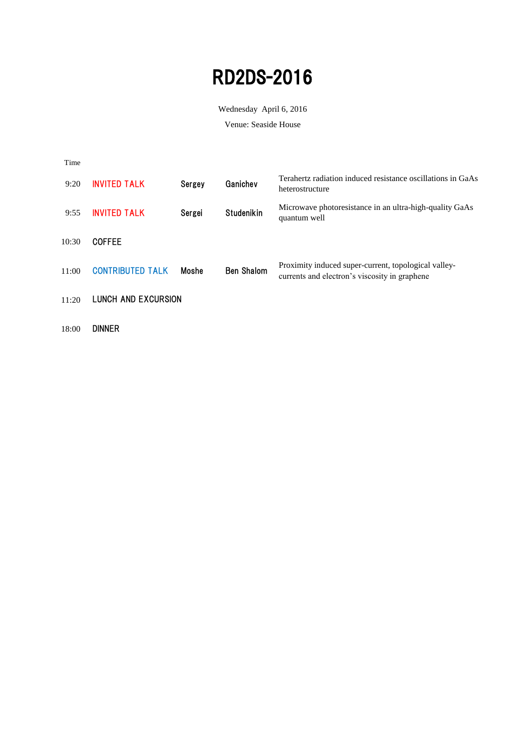# RD2DS-2016

Wednesday April 6, 2016

Venue: Seaside House

| Time | | | | |
|---|---|---|---|---|
| 9:20 | INVITED TALK | Sergey | Ganichev | Terahertz radiation induced resistance oscillations in GaAs heterostructure |
| 9:55 | INVITED TALK | Sergei | Studenikin | Microwave photoresistance in an ultra-high-quality GaAs quantum well |
| 10:30 | COFFEE | | | |
| 11:00 | CONTRIBUTED TALK | Moshe | Ben Shalom | Proximity induced super-current, topological valley-currents and electron's viscosity in graphene |
| 11:20 | LUNCH AND EXCURSION | | | |
| 18:00 | DINNER | | | |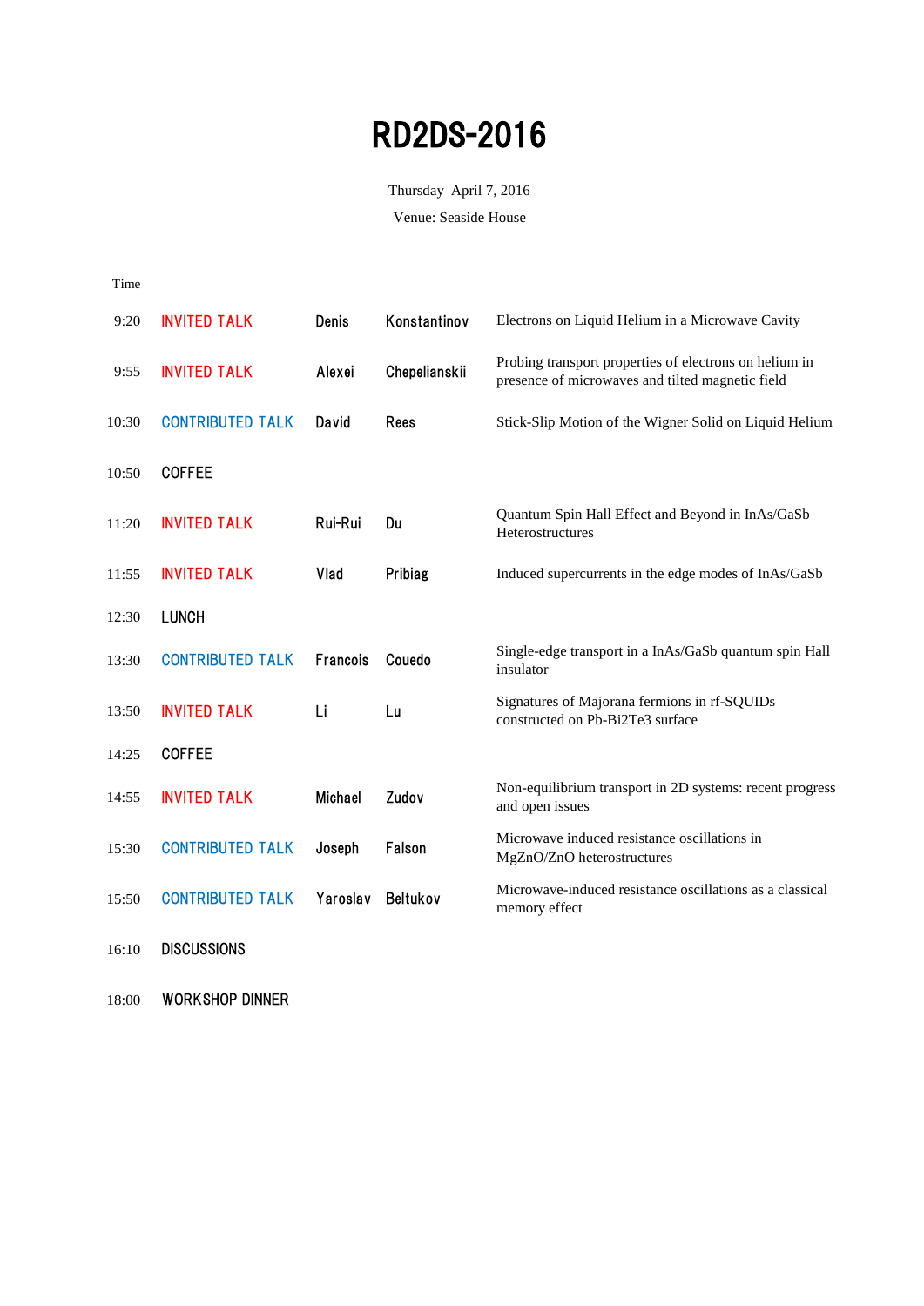# RD2DS-2016

Thursday April 7, 2016

Venue: Seaside House

| Time | | | | |
|---|---|---|---|---|
| 9:20 | INVITED TALK | Denis | Konstantinov | Electrons on Liquid Helium in a Microwave Cavity |
| 9:55 | INVITED TALK | Alexei | Chepelianskii | Probing transport properties of electrons on helium in presence of microwaves and tilted magnetic field |
| 10:30 | CONTRIBUTED TALK | David | Rees | Stick-Slip Motion of the Wigner Solid on Liquid Helium |
| 10:50 | COFFEE | | | |
| 11:20 | INVITED TALK | Rui-Rui | Du | Quantum Spin Hall Effect and Beyond in InAs/GaSb Heterostructures |
| 11:55 | INVITED TALK | Vlad | Pribiag | Induced supercurrents in the edge modes of InAs/GaSb |
| 12:30 | LUNCH | | | |
| 13:30 | CONTRIBUTED TALK | Francois | Couedo | Single-edge transport in a InAs/GaSb quantum spin Hall insulator |
| 13:50 | INVITED TALK | Li | Lu | Signatures of Majorana fermions in rf-SQUIDs constructed on Pb-$Bi_2Te_3$ surface |
| 14:25 | COFFEE | | | |
| 14:55 | INVITED TALK | Michael | Zudov | Non-equilibrium transport in 2D systems: recent progress and open issues |
| 15:30 | CONTRIBUTED TALK | Joseph | Falson | Microwave induced resistance oscillations in MgZnO/ZnO heterostructures |
| 15:50 | CONTRIBUTED TALK | Yaroslav | Beltukov | Microwave-induced resistance oscillations as a classical memory effect |
| 16:10 | DISCUSSIONS | | | |
| 18:00 | WORKSHOP DINNER | | | |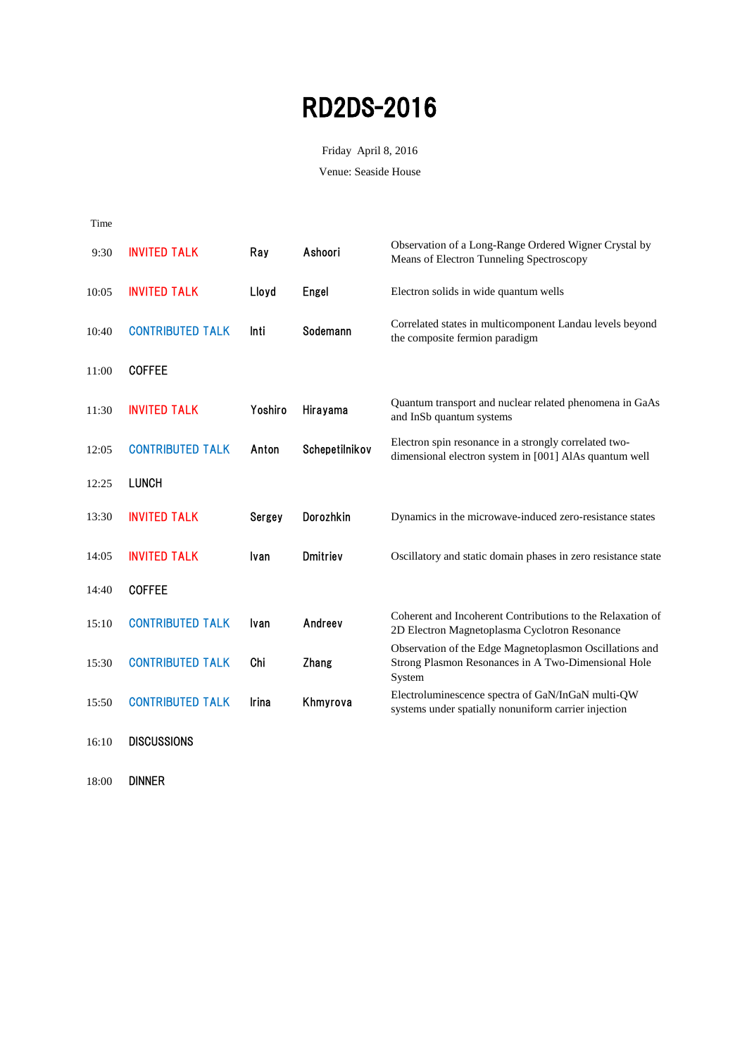# RD2DS-2016

Friday April 8, 2016

Venue: Seaside House

| Time | | | | |
|---|---|---|---|---|
| 9:30 | INVITED TALK | Ray | Ashoori | Observation of a Long-Range Ordered Wigner Crystal by Means of Electron Tunneling Spectroscopy |
| 10:05 | INVITED TALK | Lloyd | Engel | Electron solids in wide quantum wells |
| 10:40 | CONTRIBUTED TALK | Inti | Sodemann | Correlated states in multicomponent Landau levels beyond the composite fermion paradigm |
| 11:00 | COFFEE | | | |
| 11:30 | INVITED TALK | Yoshiro | Hirayama | Quantum transport and nuclear related phenomena in GaAs and InSb quantum systems |
| 12:05 | CONTRIBUTED TALK | Anton | Schepetilnikov | Electron spin resonance in a strongly correlated two-dimensional electron system in [001] AlAs quantum well |
| 12:25 | LUNCH | | | |
| 13:30 | INVITED TALK | Sergey | Dorozhkin | Dynamics in the microwave-induced zero-resistance states |
| 14:05 | INVITED TALK | Ivan | Dmitriev | Oscillatory and static domain phases in zero resistance state |
| 14:40 | COFFEE | | | |
| 15:10 | CONTRIBUTED TALK | Ivan | Andreev | Coherent and Incoherent Contributions to the Relaxation of 2D Electron Magnetoplasma Cyclotron Resonance |
| 15:30 | CONTRIBUTED TALK | Chi | Zhang | Observation of the Edge Magnetoplasmon Oscillations and Strong Plasmon Resonances in A Two-Dimensional Hole System |
| 15:50 | CONTRIBUTED TALK | Irina | Khmyrova | Electroluminescence spectra of GaN/InGaN multi-QW systems under spatially nonuniform carrier injection |
| 16:10 | DISCUSSIONS | | | |
| 18:00 | DINNER | | | |